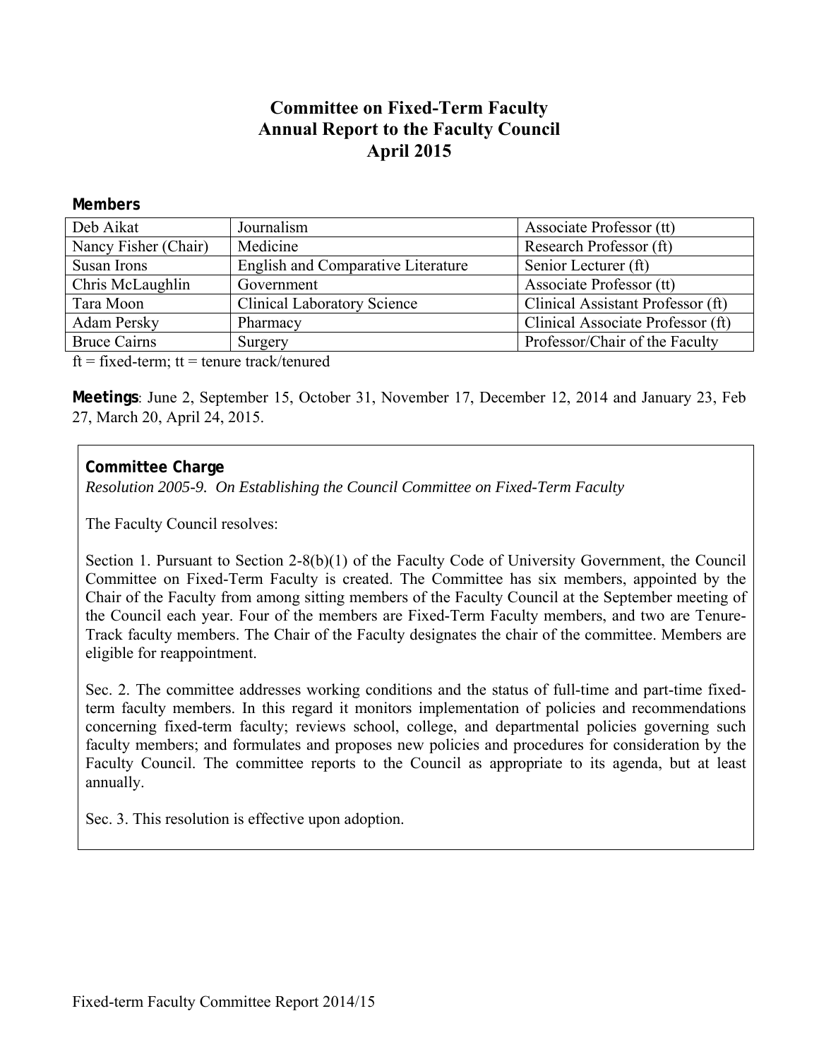# Committee on Fixed-Term Faculty
# Annual Report to the Faculty Council
# April 2015

## Members

| | | |
|---|---|---|
| Deb Aikat | Journalism | Associate Professor (tt) |
| Nancy Fisher (Chair) | Medicine | Research Professor (ft) |
| Susan Irons | English and Comparative Literature | Senior Lecturer (ft) |
| Chris McLaughlin | Government | Associate Professor (tt) |
| Tara Moon | Clinical Laboratory Science | Clinical Assistant Professor (ft) |
| Adam Persky | Pharmacy | Clinical Associate Professor (ft) |
| Bruce Cairns | Surgery | Professor/Chair of the Faculty |

ft = fixed-term; tt = tenure track/tenured

**Meetings**: June 2, September 15, October 31, November 17, December 12, 2014 and January 23, Feb 27, March 20, April 24, 2015.

**Committee Charge**

*Resolution 2005-9. On Establishing the Council Committee on Fixed-Term Faculty*

The Faculty Council resolves:

Section 1. Pursuant to Section 2-8(b)(1) of the Faculty Code of University Government, the Council Committee on Fixed-Term Faculty is created. The Committee has six members, appointed by the Chair of the Faculty from among sitting members of the Faculty Council at the September meeting of the Council each year. Four of the members are Fixed-Term Faculty members, and two are Tenure-Track faculty members. The Chair of the Faculty designates the chair of the committee. Members are eligible for reappointment.

Sec. 2. The committee addresses working conditions and the status of full-time and part-time fixed-term faculty members. In this regard it monitors implementation of policies and recommendations concerning fixed-term faculty; reviews school, college, and departmental policies governing such faculty members; and formulates and proposes new policies and procedures for consideration by the Faculty Council. The committee reports to the Council as appropriate to its agenda, but at least annually.

Sec. 3. This resolution is effective upon adoption.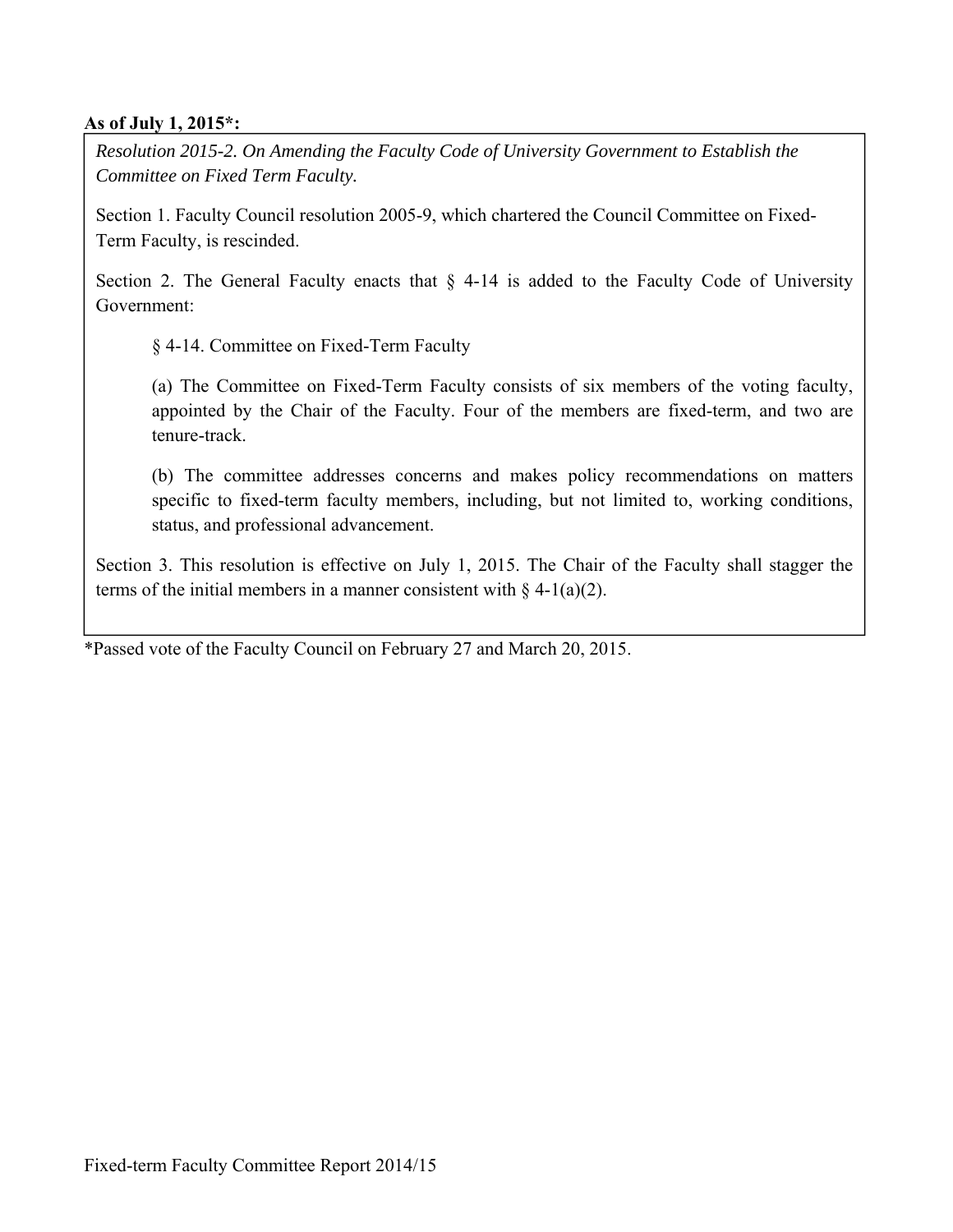**As of July 1, 2015*:**

*Resolution 2015-2. On Amending the Faculty Code of University Government to Establish the Committee on Fixed Term Faculty.*

Section 1. Faculty Council resolution 2005-9, which chartered the Council Committee on Fixed-Term Faculty, is rescinded.

Section 2. The General Faculty enacts that § 4-14 is added to the Faculty Code of University Government:

> § 4-14. Committee on Fixed-Term Faculty
>
> (a) The Committee on Fixed-Term Faculty consists of six members of the voting faculty, appointed by the Chair of the Faculty. Four of the members are fixed-term, and two are tenure-track.
>
> (b) The committee addresses concerns and makes policy recommendations on matters specific to fixed-term faculty members, including, but not limited to, working conditions, status, and professional advancement.

Section 3. This resolution is effective on July 1, 2015. The Chair of the Faculty shall stagger the terms of the initial members in a manner consistent with § 4-1(a)(2).

*Passed vote of the Faculty Council on February 27 and March 20, 2015.

Fixed-term Faculty Committee Report 2014/15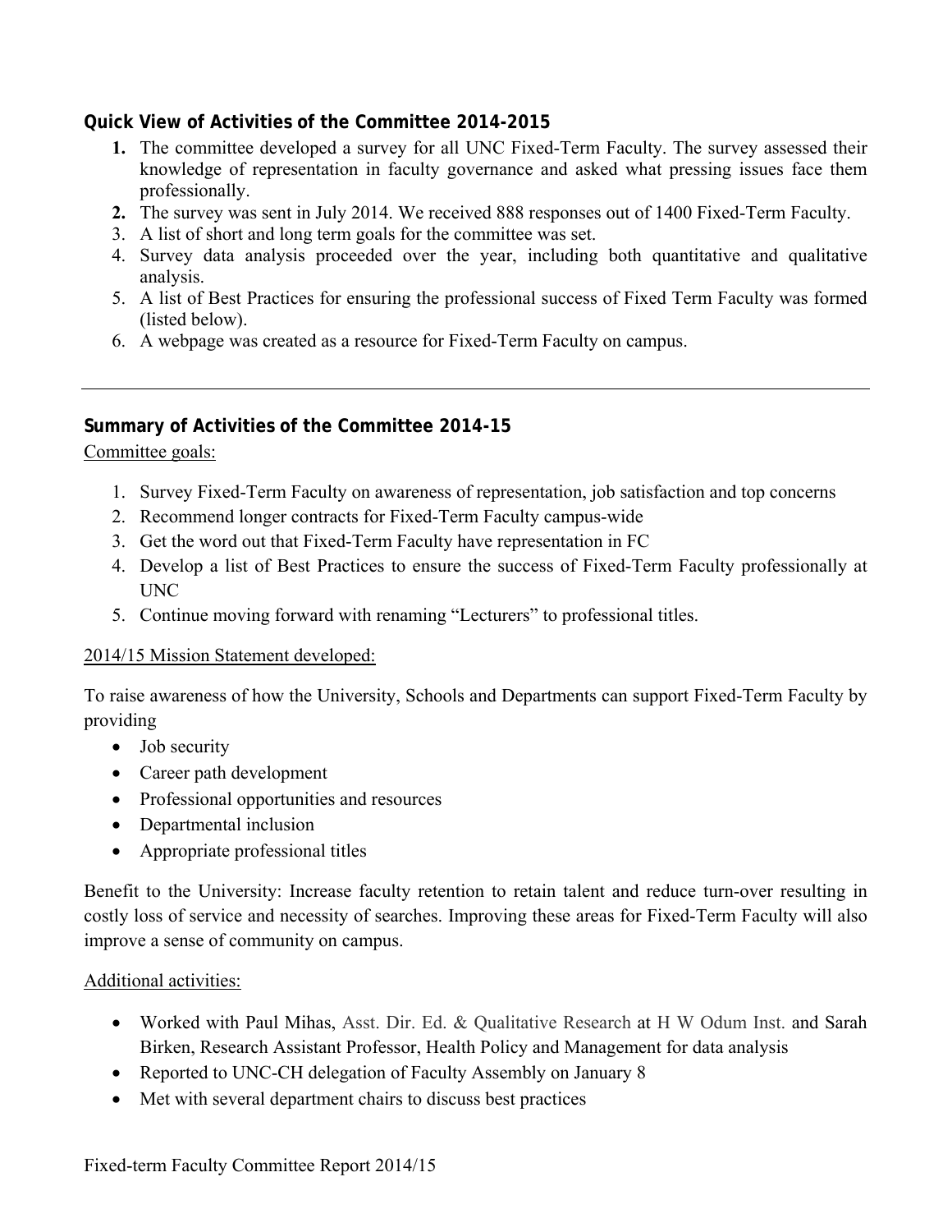### Quick View of Activities of the Committee 2014-2015

1. The committee developed a survey for all UNC Fixed-Term Faculty. The survey assessed their knowledge of representation in faculty governance and asked what pressing issues face them professionally.
2. The survey was sent in July 2014. We received 888 responses out of 1400 Fixed-Term Faculty.
3. A list of short and long term goals for the committee was set.
4. Survey data analysis proceeded over the year, including both quantitative and qualitative analysis.
5. A list of Best Practices for ensuring the professional success of Fixed Term Faculty was formed (listed below).
6. A webpage was created as a resource for Fixed-Term Faculty on campus.

---

### Summary of Activities of the Committee 2014-15

Committee goals:

1. Survey Fixed-Term Faculty on awareness of representation, job satisfaction and top concerns
2. Recommend longer contracts for Fixed-Term Faculty campus-wide
3. Get the word out that Fixed-Term Faculty have representation in FC
4. Develop a list of Best Practices to ensure the success of Fixed-Term Faculty professionally at UNC
5. Continue moving forward with renaming "Lecturers" to professional titles.

2014/15 Mission Statement developed:

To raise awareness of how the University, Schools and Departments can support Fixed-Term Faculty by providing

- Job security
- Career path development
- Professional opportunities and resources
- Departmental inclusion
- Appropriate professional titles

Benefit to the University: Increase faculty retention to retain talent and reduce turn-over resulting in costly loss of service and necessity of searches. Improving these areas for Fixed-Term Faculty will also improve a sense of community on campus.

Additional activities:

- Worked with Paul Mihas, Asst. Dir. Ed. & Qualitative Research at H W Odum Inst. and Sarah Birken, Research Assistant Professor, Health Policy and Management for data analysis
- Reported to UNC-CH delegation of Faculty Assembly on January 8
- Met with several department chairs to discuss best practices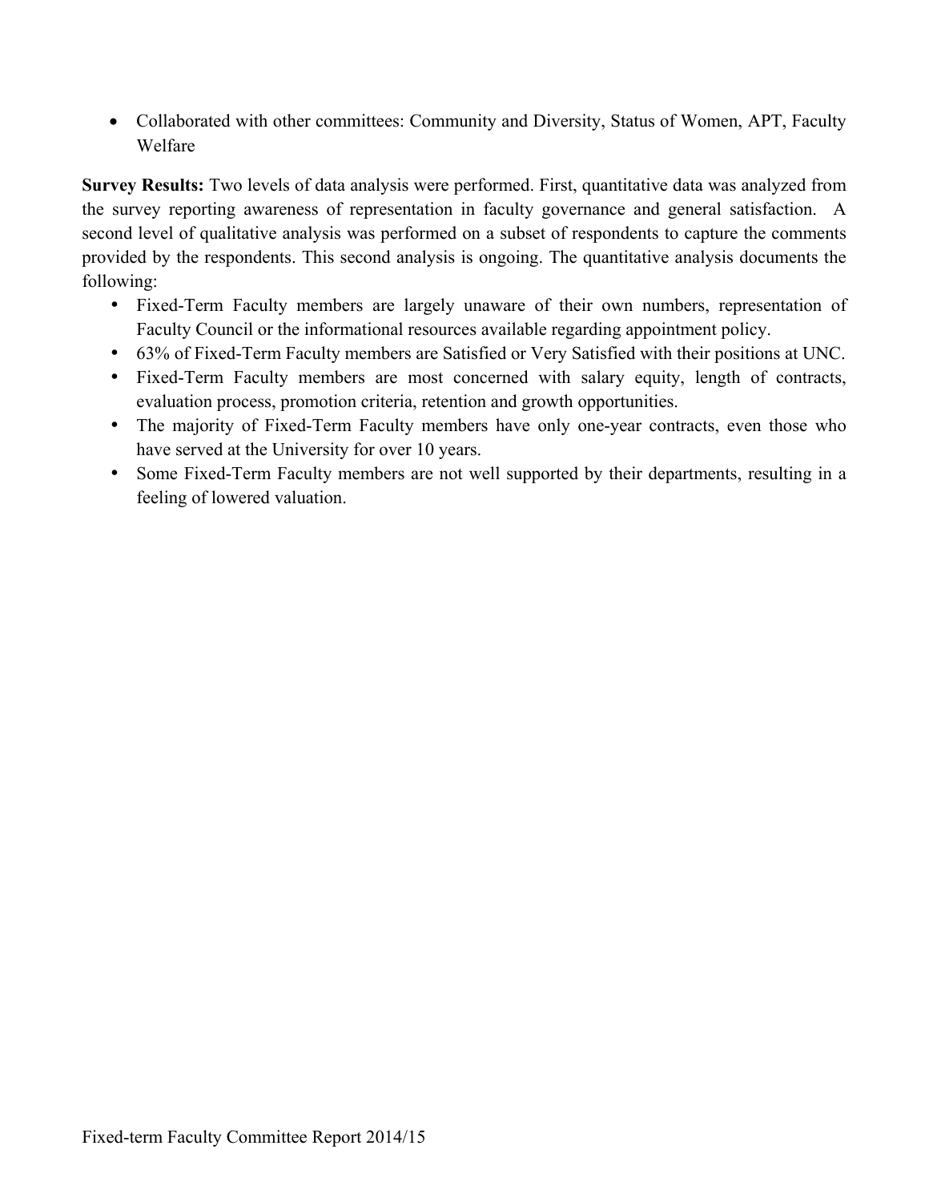- Collaborated with other committees: Community and Diversity, Status of Women, APT, Faculty Welfare

**Survey Results:** Two levels of data analysis were performed. First, quantitative data was analyzed from the survey reporting awareness of representation in faculty governance and general satisfaction. A second level of qualitative analysis was performed on a subset of respondents to capture the comments provided by the respondents. This second analysis is ongoing. The quantitative analysis documents the following:

- Fixed-Term Faculty members are largely unaware of their own numbers, representation of Faculty Council or the informational resources available regarding appointment policy.
- 63% of Fixed-Term Faculty members are Satisfied or Very Satisfied with their positions at UNC.
- Fixed-Term Faculty members are most concerned with salary equity, length of contracts, evaluation process, promotion criteria, retention and growth opportunities.
- The majority of Fixed-Term Faculty members have only one-year contracts, even those who have served at the University for over 10 years.
- Some Fixed-Term Faculty members are not well supported by their departments, resulting in a feeling of lowered valuation.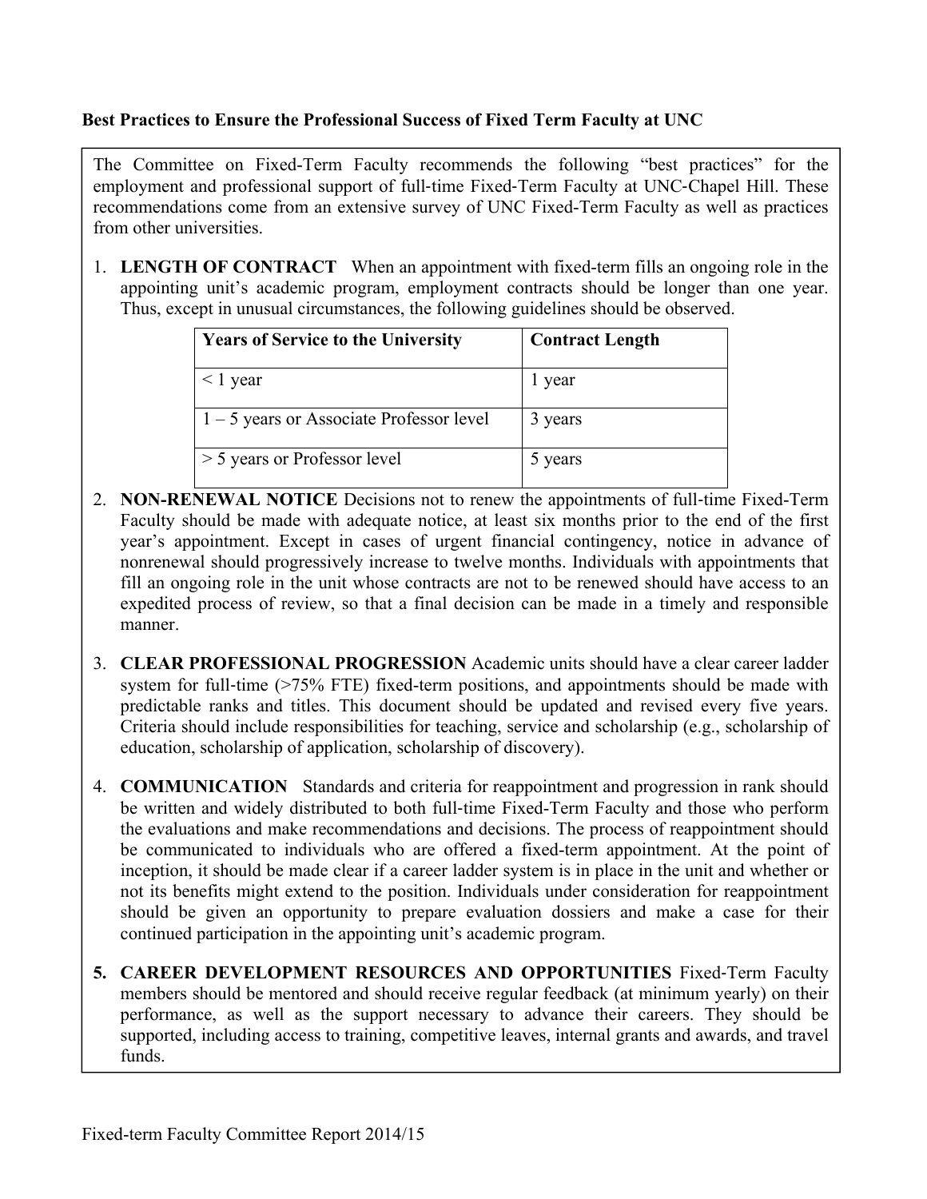**Best Practices to Ensure the Professional Success of Fixed Term Faculty at UNC**

The Committee on Fixed-Term Faculty recommends the following "best practices" for the employment and professional support of full-time Fixed-Term Faculty at UNC-Chapel Hill. These recommendations come from an extensive survey of UNC Fixed-Term Faculty as well as practices from other universities.

1. **LENGTH OF CONTRACT** When an appointment with fixed-term fills an ongoing role in the appointing unit's academic program, employment contracts should be longer than one year. Thus, except in unusual circumstances, the following guidelines should be observed.

| Years of Service to the University | Contract Length |
|---|---|
| < 1 year | 1 year |
| 1 – 5 years or Associate Professor level | 3 years |
| > 5 years or Professor level | 5 years |

2. **NON-RENEWAL NOTICE** Decisions not to renew the appointments of full-time Fixed-Term Faculty should be made with adequate notice, at least six months prior to the end of the first year's appointment. Except in cases of urgent financial contingency, notice in advance of nonrenewal should progressively increase to twelve months. Individuals with appointments that fill an ongoing role in the unit whose contracts are not to be renewed should have access to an expedited process of review, so that a final decision can be made in a timely and responsible manner.

3. **CLEAR PROFESSIONAL PROGRESSION** Academic units should have a clear career ladder system for full-time (>75% FTE) fixed-term positions, and appointments should be made with predictable ranks and titles. This document should be updated and revised every five years. Criteria should include responsibilities for teaching, service and scholarship (e.g., scholarship of education, scholarship of application, scholarship of discovery).

4. **COMMUNICATION** Standards and criteria for reappointment and progression in rank should be written and widely distributed to both full-time Fixed-Term Faculty and those who perform the evaluations and make recommendations and decisions. The process of reappointment should be communicated to individuals who are offered a fixed-term appointment. At the point of inception, it should be made clear if a career ladder system is in place in the unit and whether or not its benefits might extend to the position. Individuals under consideration for reappointment should be given an opportunity to prepare evaluation dossiers and make a case for their continued participation in the appointing unit's academic program.

5. **CAREER DEVELOPMENT RESOURCES AND OPPORTUNITIES** Fixed-Term Faculty members should be mentored and should receive regular feedback (at minimum yearly) on their performance, as well as the support necessary to advance their careers. They should be supported, including access to training, competitive leaves, internal grants and awards, and travel funds.

Fixed-term Faculty Committee Report 2014/15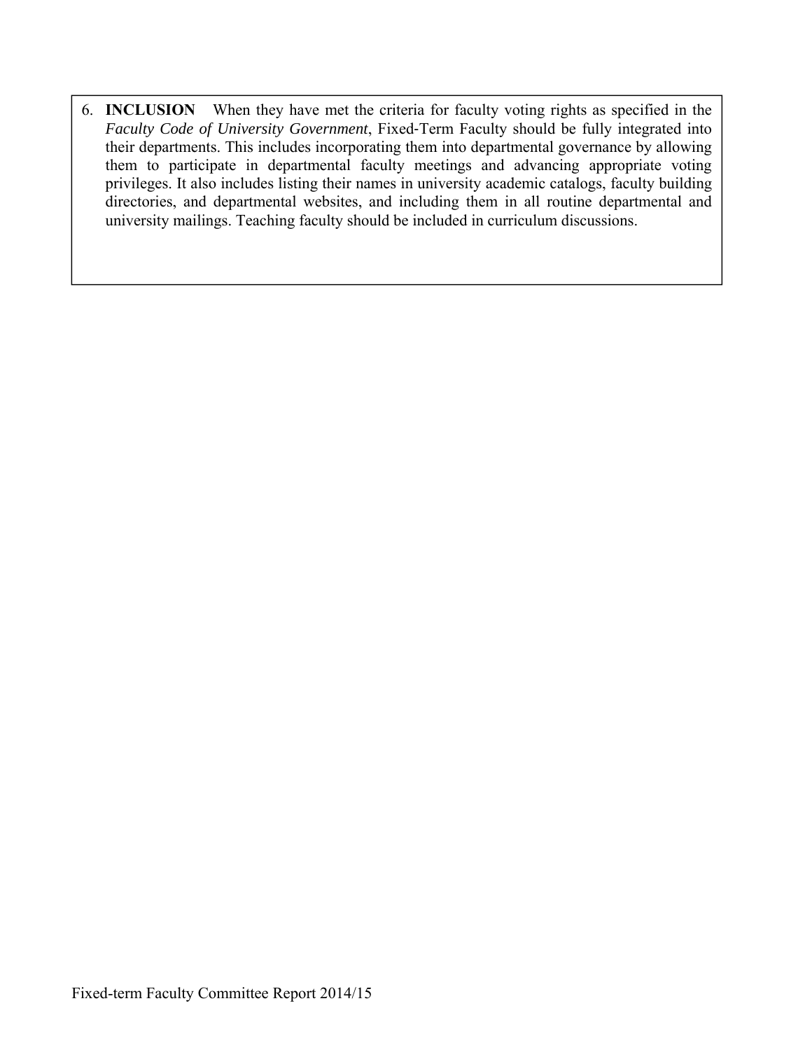6. **INCLUSION** When they have met the criteria for faculty voting rights as specified in the *Faculty Code of University Government*, Fixed-Term Faculty should be fully integrated into their departments. This includes incorporating them into departmental governance by allowing them to participate in departmental faculty meetings and advancing appropriate voting privileges. It also includes listing their names in university academic catalogs, faculty building directories, and departmental websites, and including them in all routine departmental and university mailings. Teaching faculty should be included in curriculum discussions.